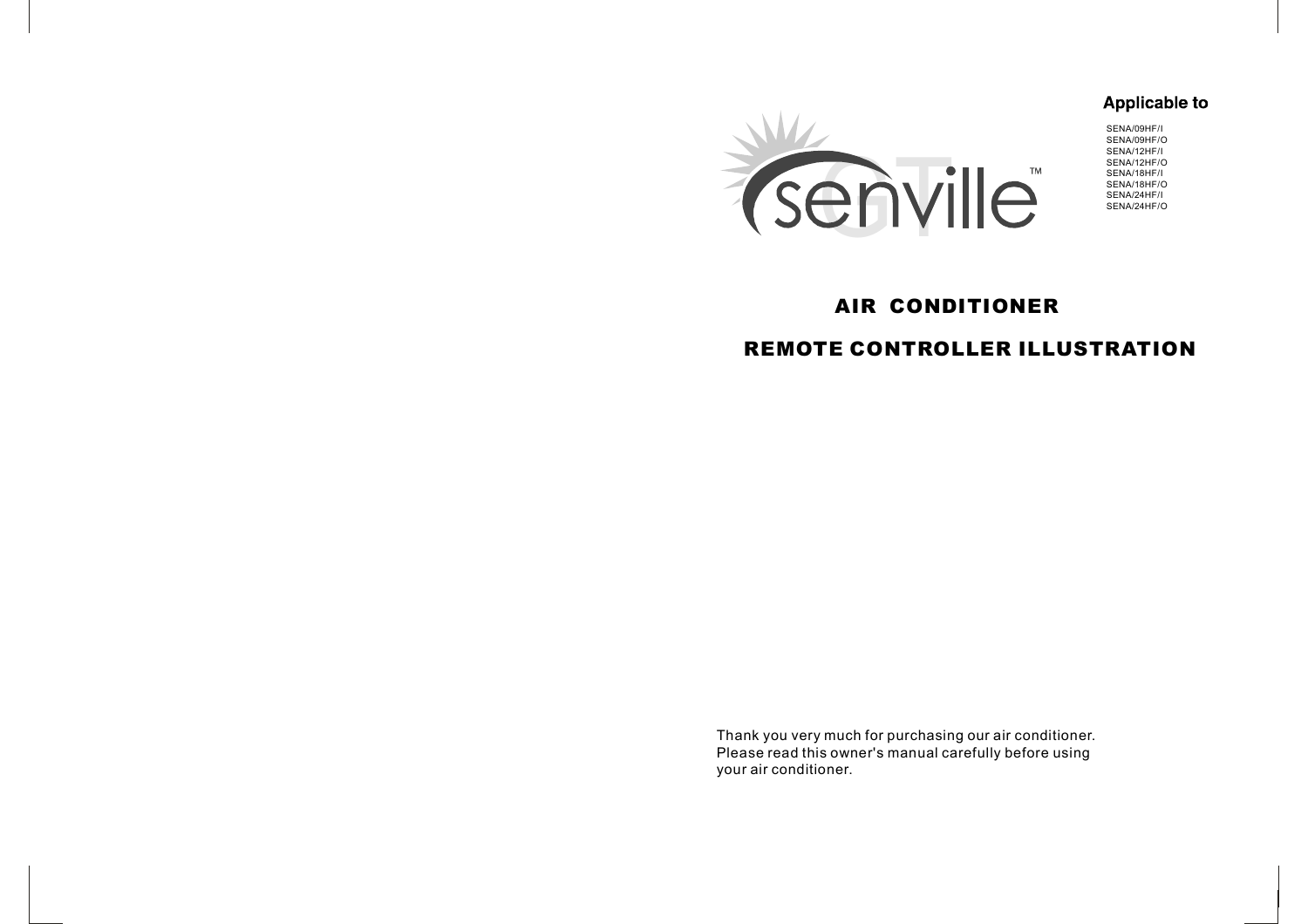senville™

**Applicable to**

SENA/09HF/I
SENA/09HF/O
SENA/12HF/I
SENA/12HF/O
SENA/18HF/I
SENA/18HF/O
SENA/24HF/I
SENA/24HF/O

# AIR CONDITIONER

# REMOTE CONTROLLER ILLUSTRATION

Thank you very much for purchasing our air conditioner. Please read this owner's manual carefully before using your air conditioner.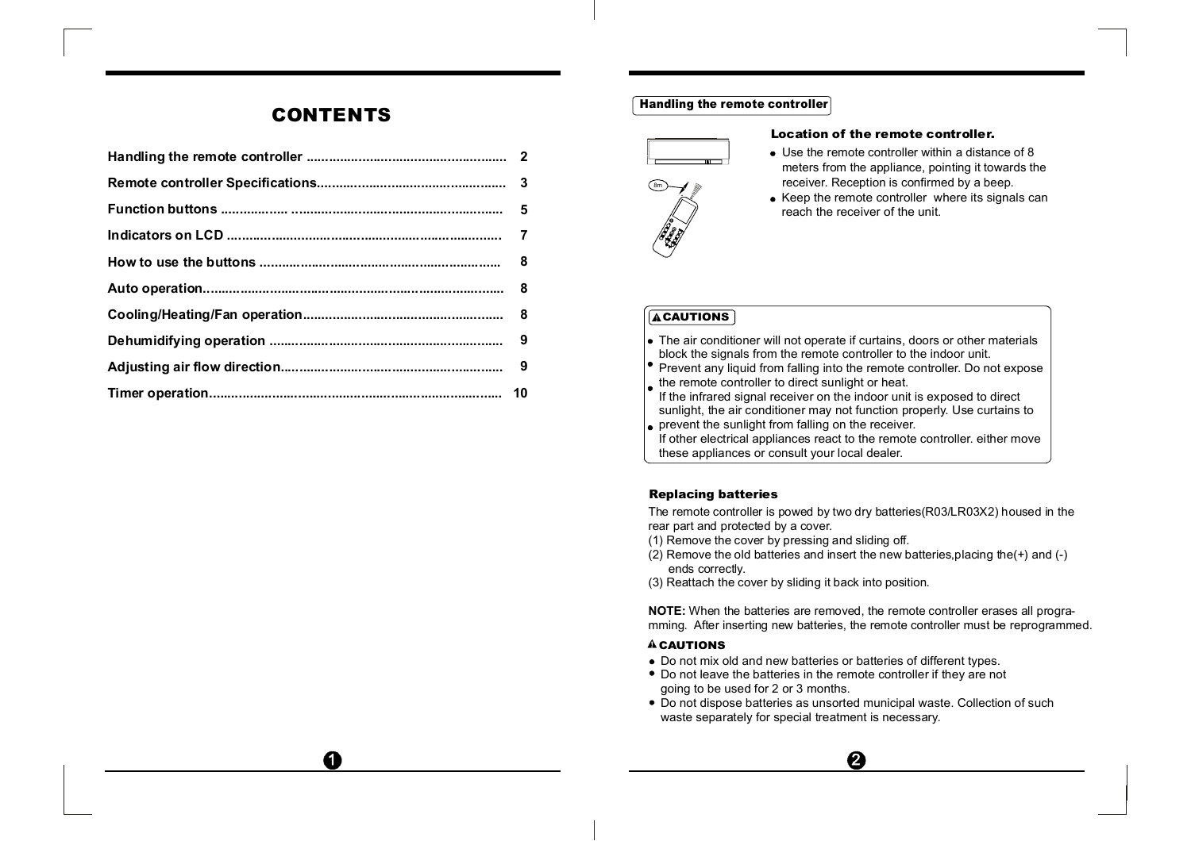# CONTENTS

| | |
|---|---|
| Handling the remote controller | 2 |
| Remote controller Specifications | 3 |
| Function buttons | 5 |
| Indicators on LCD | 7 |
| How to use the buttons | 8 |
| Auto operation | 8 |
| Cooling/Heating/Fan operation | 8 |
| Dehumidifying operation | 9 |
| Adjusting air flow direction | 9 |
| Timer operation | 10 |

## Handling the remote controller

### Location of the remote controller.

- Use the remote controller within a distance of 8 meters from the appliance, pointing it towards the receiver. Reception is confirmed by a beep.
- Keep the remote controller where its signals can reach the receiver of the unit.

**⚠ CAUTIONS**

- The air conditioner will not operate if curtains, doors or other materials block the signals from the remote controller to the indoor unit.
- Prevent any liquid from falling into the remote controller. Do not expose the remote controller to direct sunlight or heat.
- If the infrared signal receiver on the indoor unit is exposed to direct sunlight, the air conditioner may not function properly. Use curtains to prevent the sunlight from falling on the receiver.
- If other electrical appliances react to the remote controller. either move these appliances or consult your local dealer.

### Replacing batteries

The remote controller is powed by two dry batteries(R03/LR03X2) housed in the rear part and protected by a cover.

(1) Remove the cover by pressing and sliding off.
(2) Remove the old batteries and insert the new batteries,placing the(+) and (-) ends correctly.
(3) Reattach the cover by sliding it back into position.

**NOTE:** When the batteries are removed, the remote controller erases all programming. After inserting new batteries, the remote controller must be reprogrammed.

**⚠ CAUTIONS**

- Do not mix old and new batteries or batteries of different types.
- Do not leave the batteries in the remote controller if they are not going to be used for 2 or 3 months.
- Do not dispose batteries as unsorted municipal waste. Collection of such waste separately for special treatment is necessary.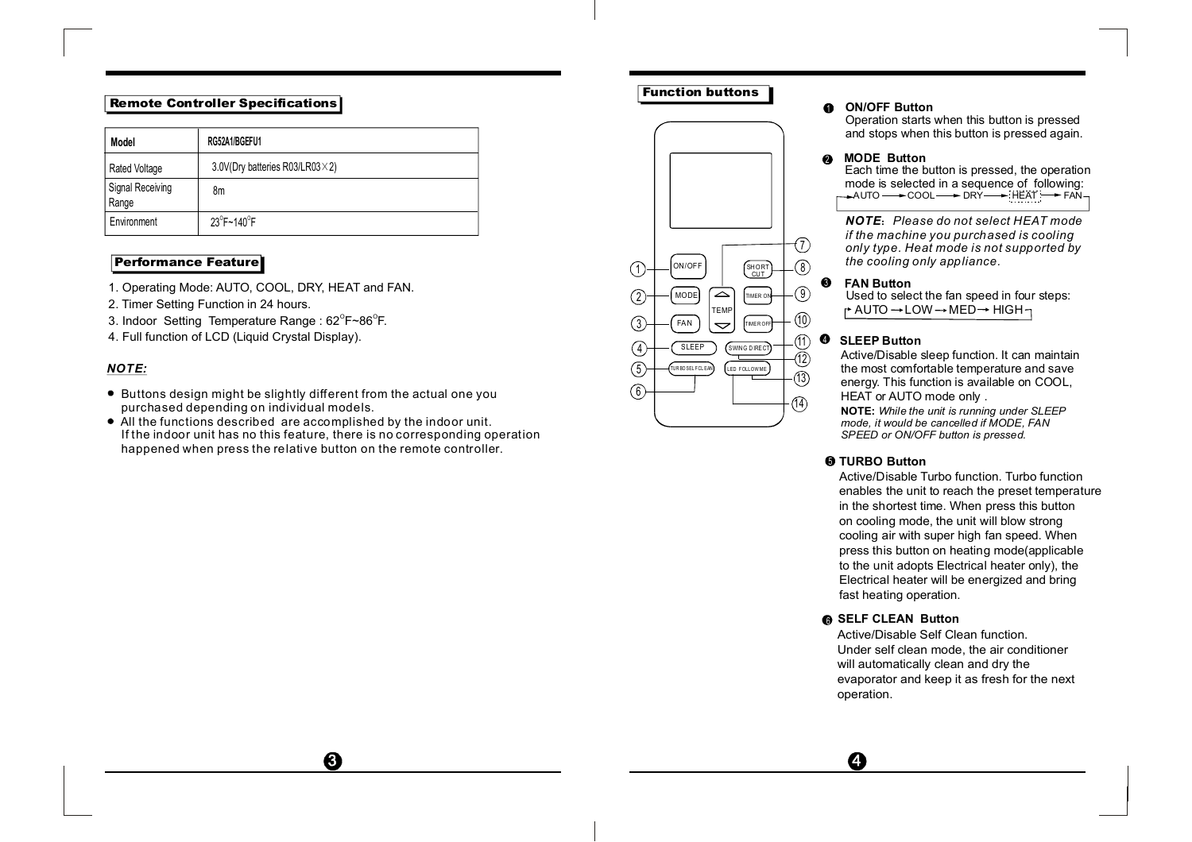## Remote Controller Specifications

| Model | RG52A1/BGEFU1 |
|---|---|
| Rated Voltage | 3.0V(Dry batteries R03/LR03×2) |
| Signal Receiving Range | 8m |
| Environment | 23°F~140°F |

## Performance Feature

1. Operating Mode: AUTO, COOL, DRY, HEAT and FAN.
2. Timer Setting Function in 24 hours.
3. Indoor Setting Temperature Range : 62°F~86°F.
4. Full function of LCD (Liquid Crystal Display).

***NOTE:***

- Buttons design might be slightly different from the actual one you purchased depending on individual models.
- All the functions described are accomplished by the indoor unit. If the indoor unit has no this feature, there is no corresponding operation happened when press the relative button on the remote controller.

## Function buttons

1 ON/OFF
2 MODE
3 FAN
4 SLEEP
5 TURBO SELF CLEAN
6
7 TEMP
8 SHORT CUT
9 TIMER ON
10 TIMER OFF
11 SWING DIRECT
12
13 LED FOLLOW ME
14

**❶ ON/OFF Button**
Operation starts when this button is pressed and stops when this button is pressed again.

**❷ MODE Button**
Each time the button is pressed, the operation mode is selected in a sequence of following:

AUTO → COOL → DRY → HEAT → FAN

***NOTE:*** *Please do not select HEAT mode if the machine you purchased is cooling only type. Heat mode is not supported by the cooling only appliance.*

**❸ FAN Button**
Used to select the fan speed in four steps:

AUTO → LOW → MED → HIGH

**❹ SLEEP Button**
Active/Disable sleep function. It can maintain the most comfortable temperature and save energy. This function is available on COOL, HEAT or AUTO mode only .

**NOTE:** *While the unit is running under SLEEP mode, it would be cancelled if MODE, FAN SPEED or ON/OFF button is pressed.*

**❺ TURBO Button**
Active/Disable Turbo function. Turbo function enables the unit to reach the preset temperature in the shortest time. When press this button on cooling mode, the unit will blow strong cooling air with super high fan speed. When press this button on heating mode(applicable to the unit adopts Electrical heater only), the Electrical heater will be energized and bring fast heating operation.

**❻ SELF CLEAN Button**
Active/Disable Self Clean function. Under self clean mode, the air conditioner will automatically clean and dry the evaporator and keep it as fresh for the next operation.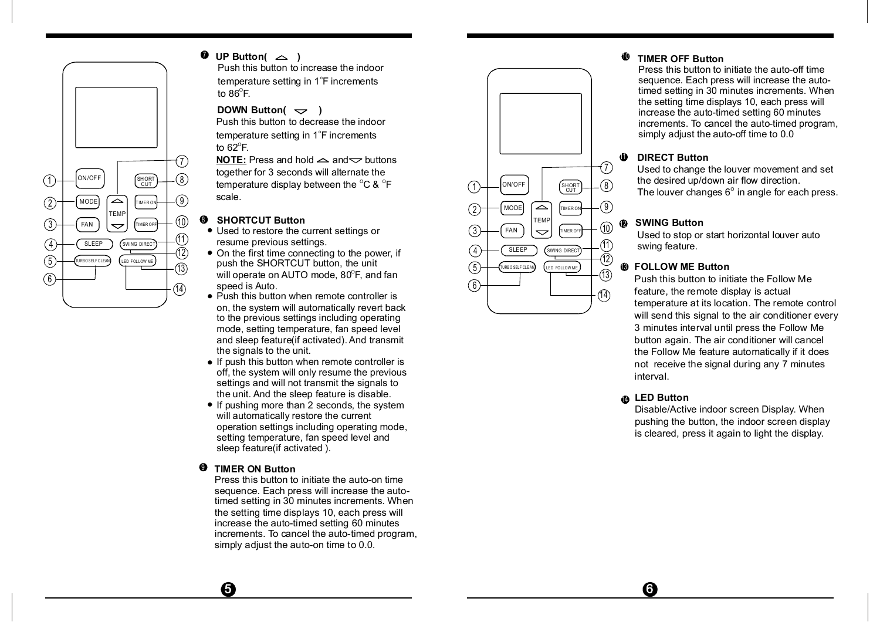**7 UP Button( △ )**

Push this button to increase the indoor temperature setting in 1°F increments to 86°F.

**DOWN Button( ▽ )**

Push this button to decrease the indoor temperature setting in 1°F increments to 62°F.

**NOTE:** Press and hold △ and ▽ buttons together for 3 seconds will alternate the temperature display between the °C & °F scale.

**8 SHORTCUT Button**

- Used to restore the current settings or resume previous settings.
- On the first time connecting to the power, if push the SHORTCUT button, the unit will operate on AUTO mode, 80°F, and fan speed is Auto.
- Push this button when remote controller is on, the system will automatically revert back to the previous settings including operating mode, setting temperature, fan speed level and sleep feature(if activated). And transmit the signals to the unit.
- If push this button when remote controller is off, the system will only resume the previous settings and will not transmit the signals to the unit. And the sleep feature is disable.
- If pushing more than 2 seconds, the system will automatically restore the current operation settings including operating mode, setting temperature, fan speed level and sleep feature(if activated ).

**9 TIMER ON Button**

Press this button to initiate the auto-on time sequence. Each press will increase the auto-timed setting in 30 minutes increments. When the setting time displays 10, each press will increase the auto-timed setting 60 minutes increments. To cancel the auto-timed program, simply adjust the auto-on time to 0.0.

**10 TIMER OFF Button**

Press this button to initiate the auto-off time sequence. Each press will increase the auto-timed setting in 30 minutes increments. When the setting time displays 10, each press will increase the auto-timed setting 60 minutes increments. To cancel the auto-timed program, simply adjust the auto-off time to 0.0

**11 DIRECT Button**

Used to change the louver movement and set the desired up/down air flow direction. The louver changes 6° in angle for each press.

**12 SWING Button**

Used to stop or start horizontal louver auto swing feature.

**13 FOLLOW ME Button**

Push this button to initiate the Follow Me feature, the remote display is actual temperature at its location. The remote control will send this signal to the air conditioner every 3 minutes interval until press the Follow Me button again. The air conditioner will cancel the Follow Me feature automatically if it does not receive the signal during any 7 minutes interval.

**14 LED Button**

Disable/Active indoor screen Display. When pushing the button, the indoor screen display is cleared, press it again to light the display.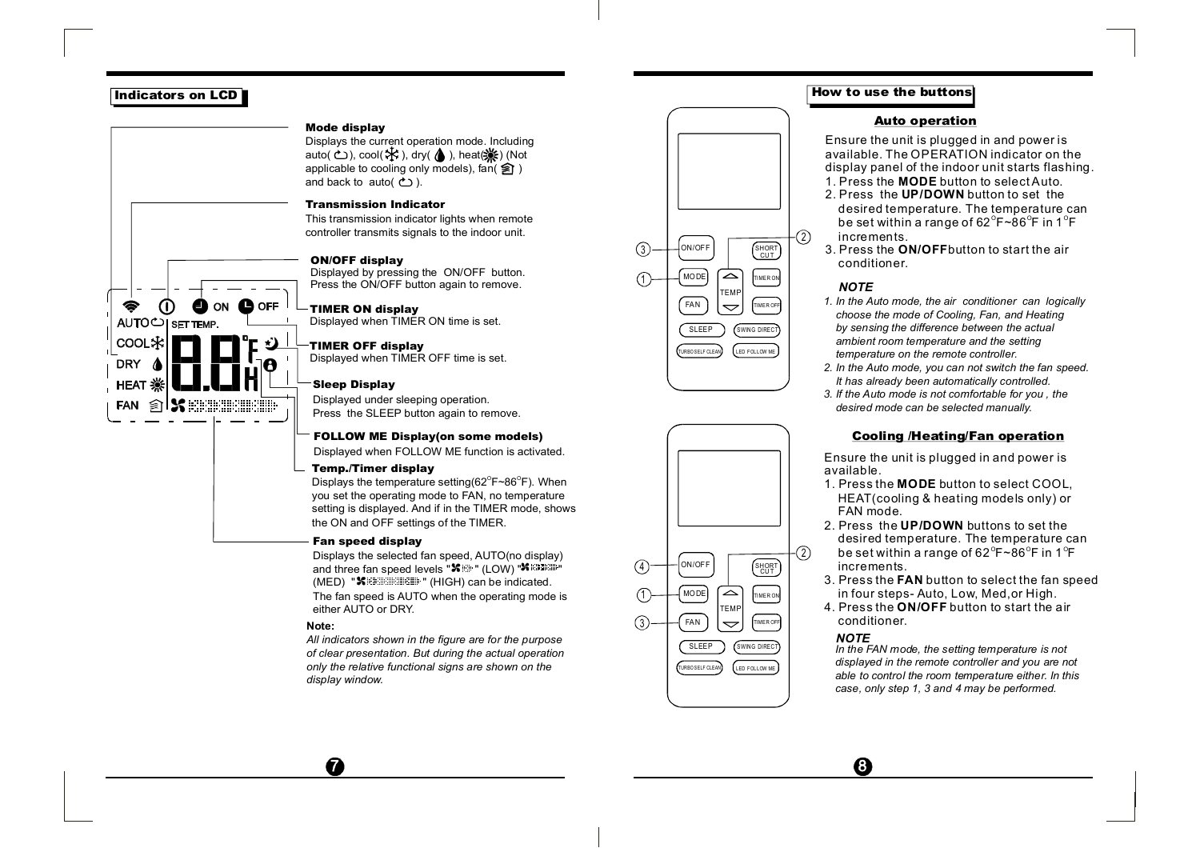## Indicators on LCD

**Mode display**
Displays the current operation mode. Including auto( ), cool( ), dry( ), heat( ) (Not applicable to cooling only models), fan( ) and back to auto( ).

**Transmission Indicator**
This transmission indicator lights when remote controller transmits signals to the indoor unit.

**ON/OFF display**
Displayed by pressing the ON/OFF button. Press the ON/OFF button again to remove.

**TIMER ON display**
Displayed when TIMER ON time is set.

**TIMER OFF display**
Displayed when TIMER OFF time is set.

**Sleep Display**
Displayed under sleeping operation.
Press the SLEEP button again to remove.

**FOLLOW ME Display(on some models)**
Displayed when FOLLOW ME function is activated.

**Temp./Timer display**
Displays the temperature setting(62°F~86°F). When you set the operating mode to FAN, no temperature setting is displayed. And if in the TIMER mode, shows the ON and OFF settings of the TIMER.

**Fan speed display**
Displays the selected fan speed, AUTO(no display) and three fan speed levels " " (LOW) " " (MED) " " (HIGH) can be indicated.
The fan speed is AUTO when the operating mode is either AUTO or DRY.

**Note:**
*All indicators shown in the figure are for the purpose of clear presentation. But during the actual operation only the relative functional signs are shown on the display window.*

## How to use the buttons

### Auto operation

Ensure the unit is plugged in and power is available. The OPERATION indicator on the display panel of the indoor unit starts flashing.

1. Press the **MODE** button to select Auto.
2. Press the **UP/DOWN** button to set the desired temperature. The temperature can be set within a range of 62°F~86°F in 1°F increments.
3. Press the **ON/OFF** button to start the air conditioner.

***NOTE***

1. *In the Auto mode, the air conditioner can logically choose the mode of Cooling, Fan, and Heating by sensing the difference between the actual ambient room temperature and the setting temperature on the remote controller.*
2. *In the Auto mode, you can not switch the fan speed. It has already been automatically controlled.*
3. *If the Auto mode is not comfortable for you , the desired mode can be selected manually.*

### Cooling /Heating/Fan operation

Ensure the unit is plugged in and power is available.

1. Press the **MODE** button to select COOL, HEAT(cooling & heating models only) or FAN mode.
2. Press the **UP/DOWN** buttons to set the desired temperature. The temperature can be set within a range of 62°F~86°F in 1°F increments.
3. Press the **FAN** button to select the fan speed in four steps- Auto, Low, Med,or High.
4. Press the **ON/OFF** button to start the air conditioner.

***NOTE***
*In the FAN mode, the setting temperature is not displayed in the remote controller and you are not able to control the room temperature either. In this case, only step 1, 3 and 4 may be performed.*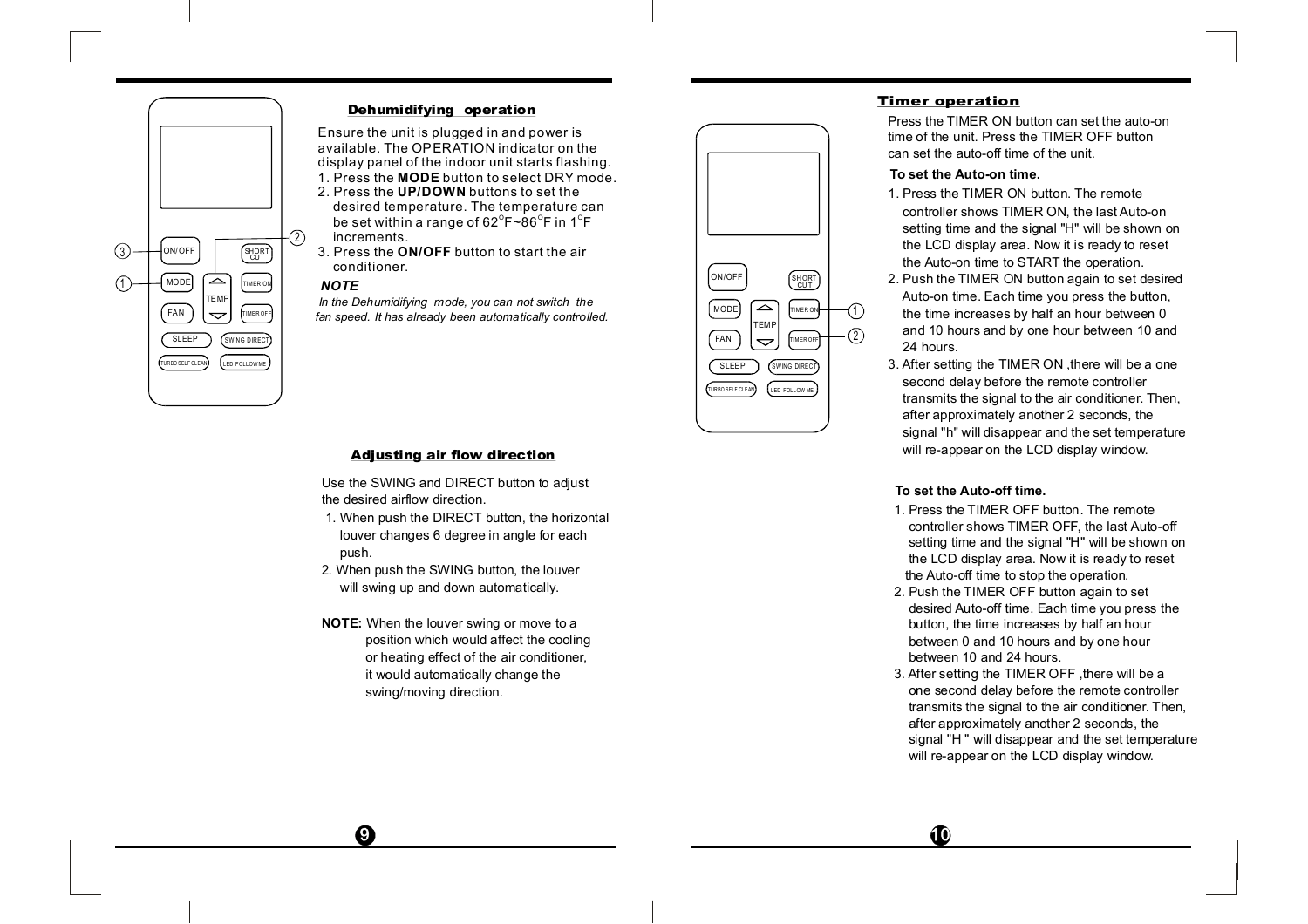## Dehumidifying operation

Ensure the unit is plugged in and power is available. The OPERATION indicator on the display panel of the indoor unit starts flashing.

1. Press the **MODE** button to select DRY mode.
2. Press the **UP/DOWN** buttons to set the desired temperature. The temperature can be set within a range of 62°F~86°F in 1°F increments.
3. Press the **ON/OFF** button to start the air conditioner.

***NOTE***

*In the Dehumidifying mode, you can not switch the fan speed. It has already been automatically controlled.*

## Adjusting air flow direction

Use the SWING and DIRECT button to adjust the desired airflow direction.

1. When push the DIRECT button, the horizontal louver changes 6 degree in angle for each push.
2. When push the SWING button, the louver will swing up and down automatically.

**NOTE:** When the louver swing or move to a position which would affect the cooling or heating effect of the air conditioner, it would automatically change the swing/moving direction.

## Timer operation

Press the TIMER ON button can set the auto-on time of the unit. Press the TIMER OFF button can set the auto-off time of the unit.

**To set the Auto-on time.**

1. Press the TIMER ON button. The remote controller shows TIMER ON, the last Auto-on setting time and the signal "H" will be shown on the LCD display area. Now it is ready to reset the Auto-on time to START the operation.
2. Push the TIMER ON button again to set desired Auto-on time. Each time you press the button, the time increases by half an hour between 0 and 10 hours and by one hour between 10 and 24 hours.
3. After setting the TIMER ON ,there will be a one second delay before the remote controller transmits the signal to the air conditioner. Then, after approximately another 2 seconds, the signal "h" will disappear and the set temperature will re-appear on the LCD display window.

**To set the Auto-off time.**

1. Press the TIMER OFF button. The remote controller shows TIMER OFF, the last Auto-off setting time and the signal "H" will be shown on the LCD display area. Now it is ready to reset the Auto-off time to stop the operation.
2. Push the TIMER OFF button again to set desired Auto-off time. Each time you press the button, the time increases by half an hour between 0 and 10 hours and by one hour between 10 and 24 hours.
3. After setting the TIMER OFF ,there will be a one second delay before the remote controller transmits the signal to the air conditioner. Then, after approximately another 2 seconds, the signal "H " will disappear and the set temperature will re-appear on the LCD display window.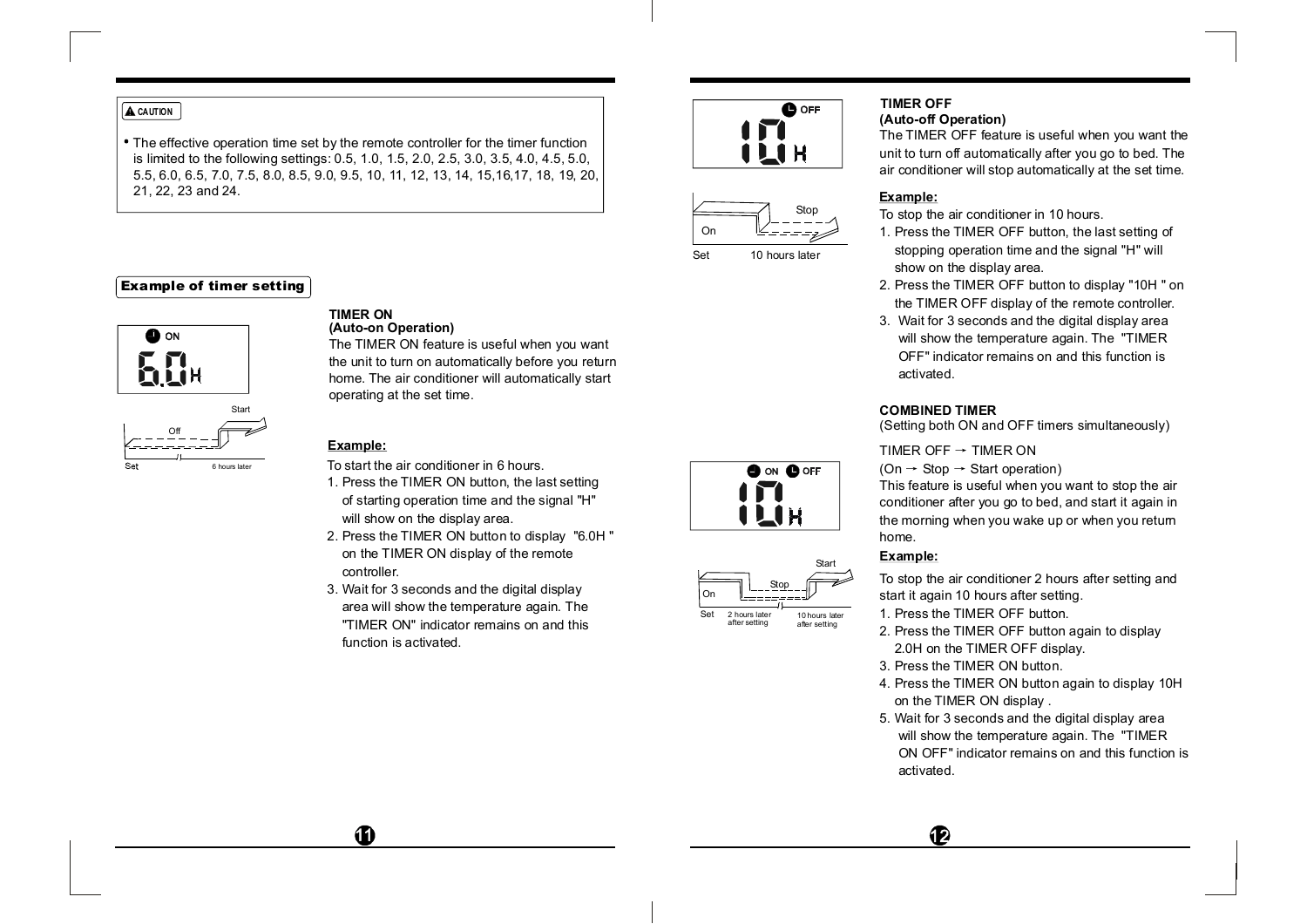**CAUTION**

- The effective operation time set by the remote controller for the timer function is limited to the following settings: 0.5, 1.0, 1.5, 2.0, 2.5, 3.0, 3.5, 4.0, 4.5, 5.0, 5.5, 6.0, 6.5, 7.0, 7.5, 8.0, 8.5, 9.0, 9.5, 10, 11, 12, 13, 14, 15,16,17, 18, 19, 20, 21, 22, 23 and 24.

## Example of timer setting

### TIMER ON
**(Auto-on Operation)**

The TIMER ON feature is useful when you want the unit to turn on automatically before you return home. The air conditioner will automatically start operating at the set time.

**Example:**

To start the air conditioner in 6 hours.

1. Press the TIMER ON button, the last setting of starting operation time and the signal "H" will show on the display area.
2. Press the TIMER ON button to display "6.0H " on the TIMER ON display of the remote controller.
3. Wait for 3 seconds and the digital display area will show the temperature again. The "TIMER ON" indicator remains on and this function is activated.

### TIMER OFF
**(Auto-off Operation)**

The TIMER OFF feature is useful when you want the unit to turn off automatically after you go to bed. The air conditioner will stop automatically at the set time.

**Example:**

To stop the air conditioner in 10 hours.

1. Press the TIMER OFF button, the last setting of stopping operation time and the signal "H" will show on the display area.
2. Press the TIMER OFF button to display "10H " on the TIMER OFF display of the remote controller.
3. Wait for 3 seconds and the digital display area will show the temperature again. The "TIMER OFF" indicator remains on and this function is activated.

### COMBINED TIMER
(Setting both ON and OFF timers simultaneously)

TIMER OFF → TIMER ON

(On → Stop → Start operation)

This feature is useful when you want to stop the air conditioner after you go to bed, and start it again in the morning when you wake up or when you return home.

**Example:**

To stop the air conditioner 2 hours after setting and start it again 10 hours after setting.

1. Press the TIMER OFF button.
2. Press the TIMER OFF button again to display 2.0H on the TIMER OFF display.
3. Press the TIMER ON button.
4. Press the TIMER ON button again to display 10H on the TIMER ON display .
5. Wait for 3 seconds and the digital display area will show the temperature again. The "TIMER ON OFF" indicator remains on and this function is activated.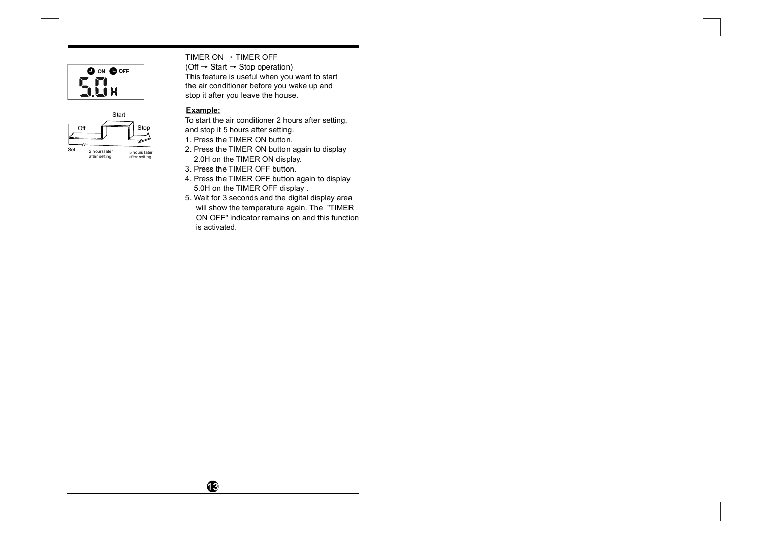ON OFF

5.0H

Start

Off

Stop

Set

2 hours later after setting

5 hours later after setting

TIMER ON → TIMER OFF
(Off → Start → Stop operation)
This feature is useful when you want to start the air conditioner before you wake up and stop it after you leave the house.

**Example:**

To start the air conditioner 2 hours after setting, and stop it 5 hours after setting.

1. Press the TIMER ON button.
2. Press the TIMER ON button again to display 2.0H on the TIMER ON display.
3. Press the TIMER OFF button.
4. Press the TIMER OFF button again to display 5.0H on the TIMER OFF display .
5. Wait for 3 seconds and the digital display area will show the temperature again. The "TIMER ON OFF" indicator remains on and this function is activated.